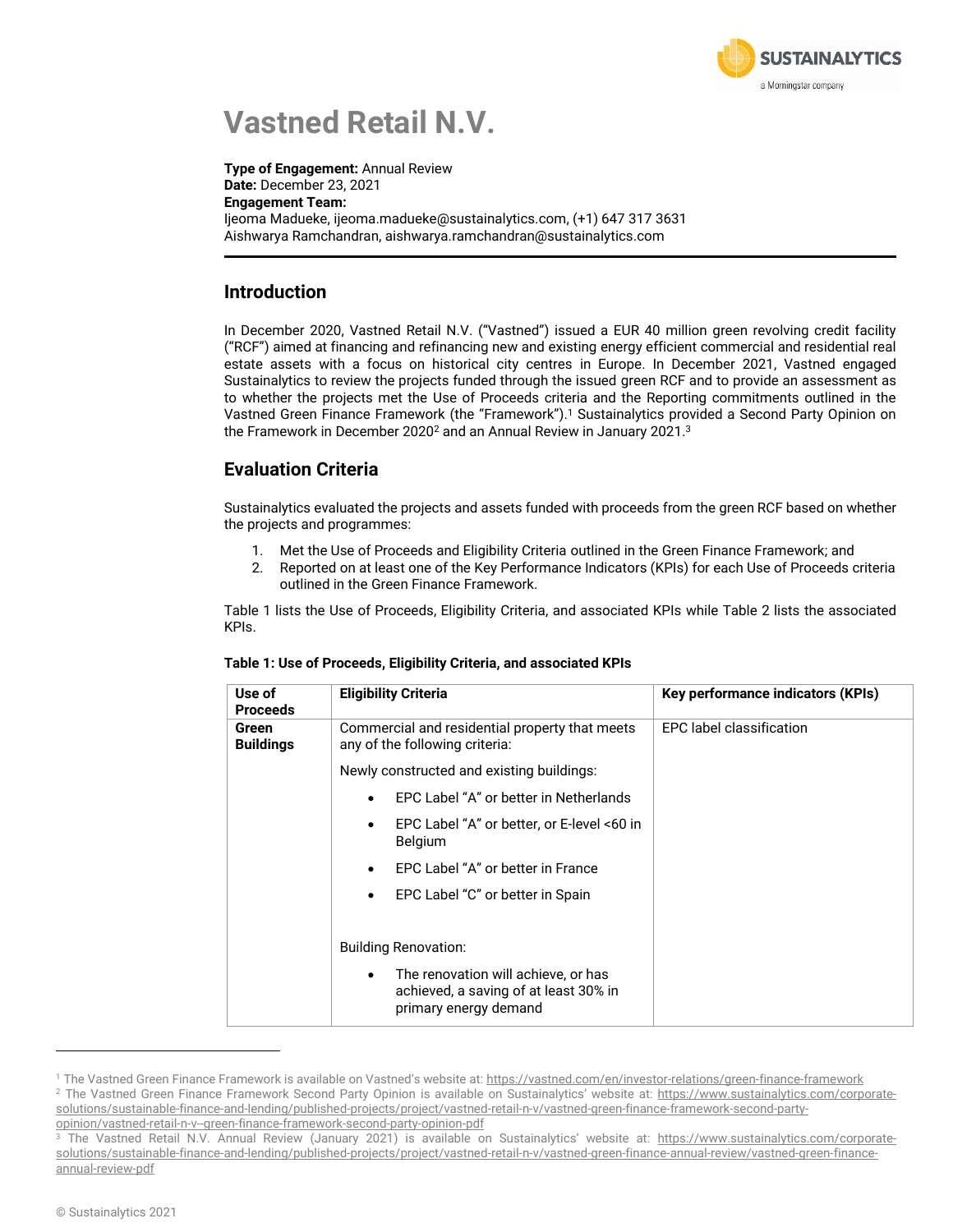# Vastned Retail N.V.

**Type of Engagement:** Annual Review
**Date:** December 23, 2021
**Engagement Team:**
Ijeoma Madueke, ijeoma.madueke@sustainalytics.com, (+1) 647 317 3631
Aishwarya Ramchandran, aishwarya.ramchandran@sustainalytics.com

## Introduction

In December 2020, Vastned Retail N.V. ("Vastned") issued a EUR 40 million green revolving credit facility ("RCF") aimed at financing and refinancing new and existing energy efficient commercial and residential real estate assets with a focus on historical city centres in Europe. In December 2021, Vastned engaged Sustainalytics to review the projects funded through the issued green RCF and to provide an assessment as to whether the projects met the Use of Proceeds criteria and the Reporting commitments outlined in the Vastned Green Finance Framework (the "Framework").[1] Sustainalytics provided a Second Party Opinion on the Framework in December 2020[2] and an Annual Review in January 2021.[3]

## Evaluation Criteria

Sustainalytics evaluated the projects and assets funded with proceeds from the green RCF based on whether the projects and programmes:

1. Met the Use of Proceeds and Eligibility Criteria outlined in the Green Finance Framework; and
2. Reported on at least one of the Key Performance Indicators (KPIs) for each Use of Proceeds criteria outlined in the Green Finance Framework.

Table 1 lists the Use of Proceeds, Eligibility Criteria, and associated KPIs while Table 2 lists the associated KPIs.

**Table 1: Use of Proceeds, Eligibility Criteria, and associated KPIs**

| Use of Proceeds | Eligibility Criteria | Key performance indicators (KPIs) |
|---|---|---|
| **Green Buildings** | Commercial and residential property that meets any of the following criteria:<br><br>Newly constructed and existing buildings:<br>• EPC Label "A" or better in Netherlands<br>• EPC Label "A" or better, or E-level <60 in Belgium<br>• EPC Label "A" or better in France<br>• EPC Label "C" or better in Spain<br><br>Building Renovation:<br>• The renovation will achieve, or has achieved, a saving of at least 30% in primary energy demand | EPC label classification |

[1] The Vastned Green Finance Framework is available on Vastned's website at: https://vastned.com/en/investor-relations/green-finance-framework

[2] The Vastned Green Finance Framework Second Party Opinion is available on Sustainalytics' website at: https://www.sustainalytics.com/corporate-solutions/sustainable-finance-and-lending/published-projects/project/vastned-retail-n-v/vastned-green-finance-framework-second-party-opinion/vastned-retail-n-v--green-finance-framework-second-party-opinion-pdf

[3] The Vastned Retail N.V. Annual Review (January 2021) is available on Sustainalytics' website at: https://www.sustainalytics.com/corporate-solutions/sustainable-finance-and-lending/published-projects/project/vastned-retail-n-v/vastned-green-finance-annual-review/vastned-green-finance-annual-review-pdf

© Sustainalytics 2021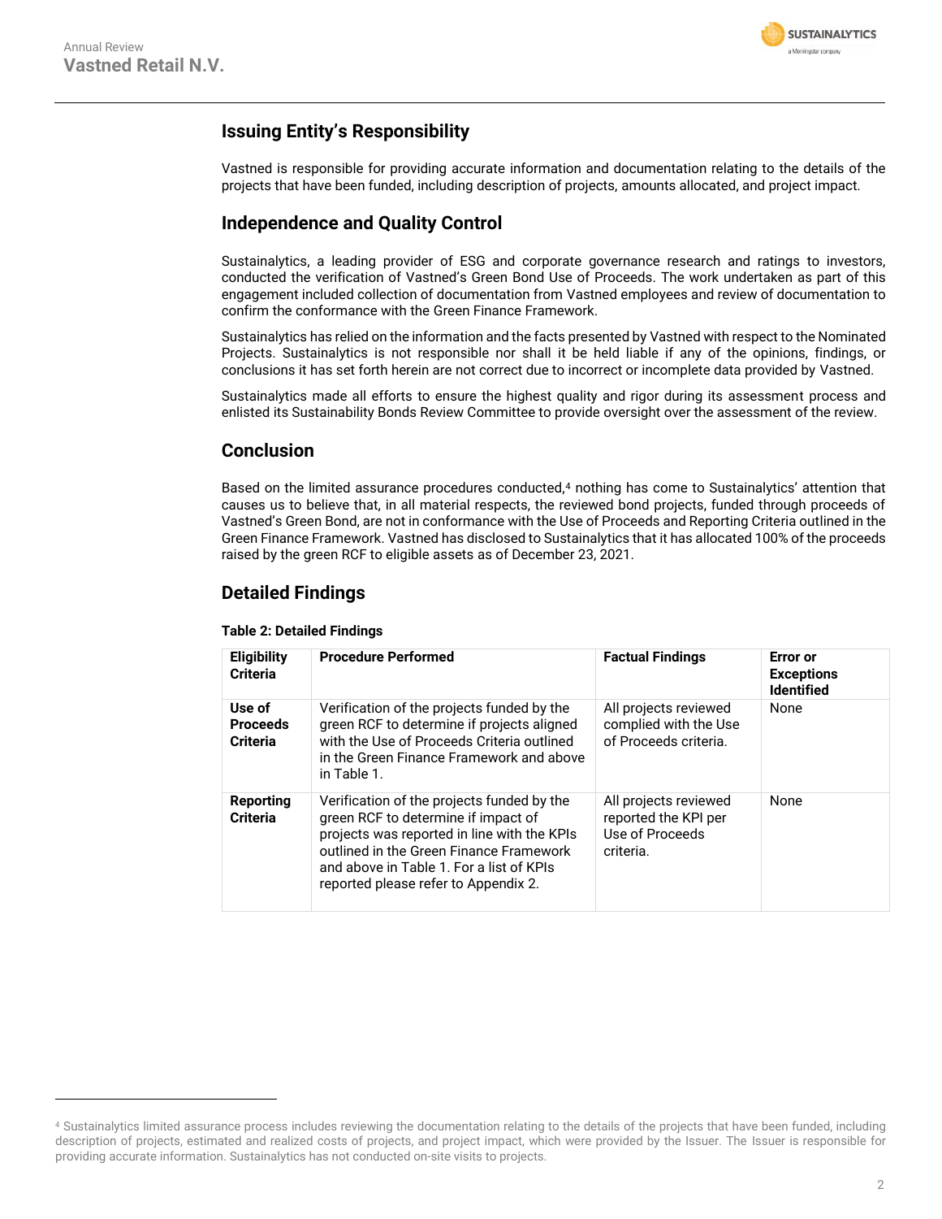## Issuing Entity's Responsibility

Vastned is responsible for providing accurate information and documentation relating to the details of the projects that have been funded, including description of projects, amounts allocated, and project impact.

## Independence and Quality Control

Sustainalytics, a leading provider of ESG and corporate governance research and ratings to investors, conducted the verification of Vastned's Green Bond Use of Proceeds. The work undertaken as part of this engagement included collection of documentation from Vastned employees and review of documentation to confirm the conformance with the Green Finance Framework.

Sustainalytics has relied on the information and the facts presented by Vastned with respect to the Nominated Projects. Sustainalytics is not responsible nor shall it be held liable if any of the opinions, findings, or conclusions it has set forth herein are not correct due to incorrect or incomplete data provided by Vastned.

Sustainalytics made all efforts to ensure the highest quality and rigor during its assessment process and enlisted its Sustainability Bonds Review Committee to provide oversight over the assessment of the review.

## Conclusion

Based on the limited assurance procedures conducted,[4] nothing has come to Sustainalytics' attention that causes us to believe that, in all material respects, the reviewed bond projects, funded through proceeds of Vastned's Green Bond, are not in conformance with the Use of Proceeds and Reporting Criteria outlined in the Green Finance Framework. Vastned has disclosed to Sustainalytics that it has allocated 100% of the proceeds raised by the green RCF to eligible assets as of December 23, 2021.

## Detailed Findings

**Table 2: Detailed Findings**

| Eligibility Criteria | Procedure Performed | Factual Findings | Error or Exceptions Identified |
|---|---|---|---|
| **Use of Proceeds Criteria** | Verification of the projects funded by the green RCF to determine if projects aligned with the Use of Proceeds Criteria outlined in the Green Finance Framework and above in Table 1. | All projects reviewed complied with the Use of Proceeds criteria. | None |
| **Reporting Criteria** | Verification of the projects funded by the green RCF to determine if impact of projects was reported in line with the KPIs outlined in the Green Finance Framework and above in Table 1. For a list of KPIs reported please refer to Appendix 2. | All projects reviewed reported the KPI per Use of Proceeds criteria. | None |

[4] Sustainalytics limited assurance process includes reviewing the documentation relating to the details of the projects that have been funded, including description of projects, estimated and realized costs of projects, and project impact, which were provided by the Issuer. The Issuer is responsible for providing accurate information. Sustainalytics has not conducted on-site visits to projects.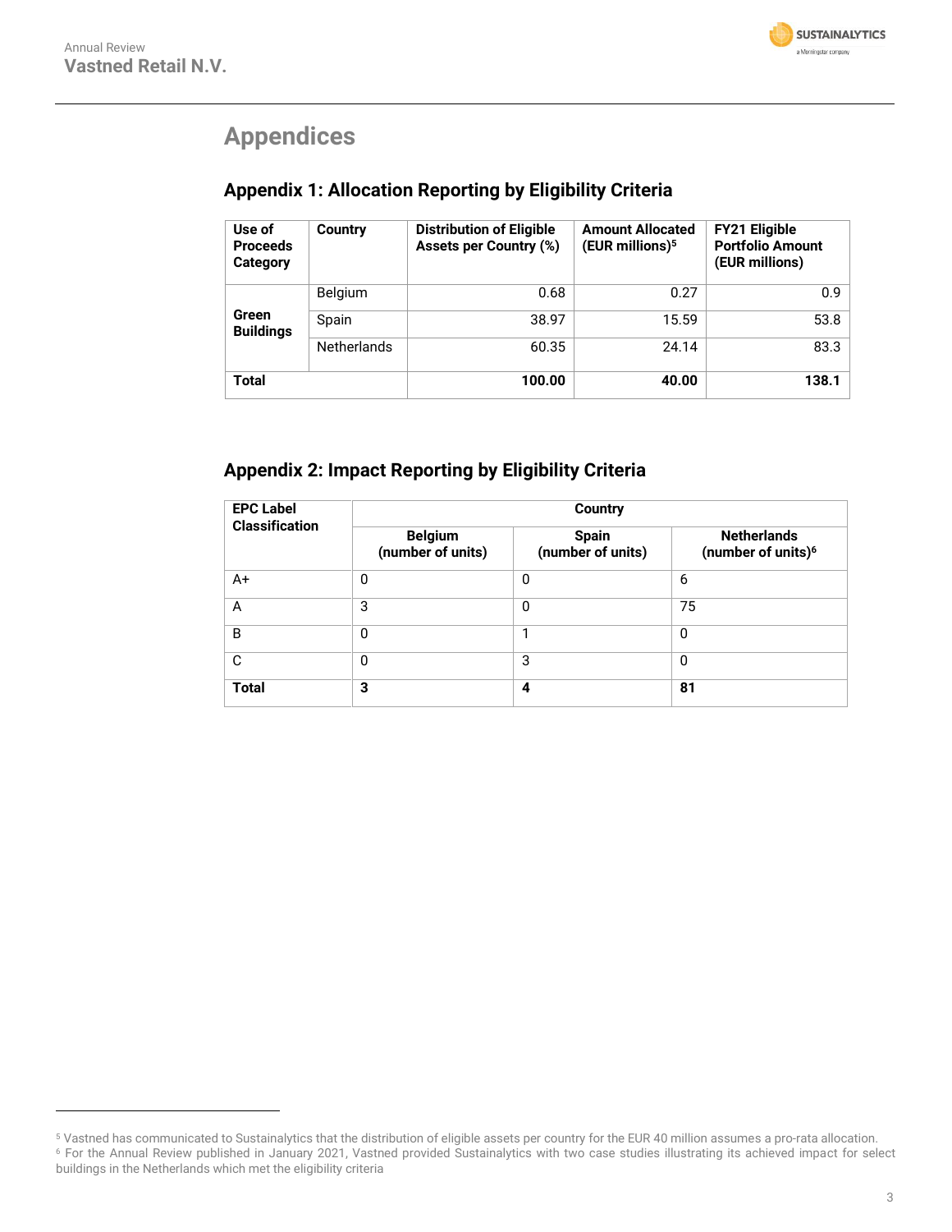# Appendices

## Appendix 1: Allocation Reporting by Eligibility Criteria

| Use of Proceeds Category | Country | Distribution of Eligible Assets per Country (%) | Amount Allocated (EUR millions)[5] | FY21 Eligible Portfolio Amount (EUR millions) |
|---|---|---|---|---|
| Green Buildings | Belgium | 0.68 | 0.27 | 0.9 |
| | Spain | 38.97 | 15.59 | 53.8 |
| | Netherlands | 60.35 | 24.14 | 83.3 |
| **Total** | | **100.00** | **40.00** | **138.1** |

## Appendix 2: Impact Reporting by Eligibility Criteria

| EPC Label Classification | Country | | |
|---|---|---|---|
| | Belgium (number of units) | Spain (number of units) | Netherlands (number of units)[6] |
| A+ | 0 | 0 | 6 |
| A | 3 | 0 | 75 |
| B | 0 | 1 | 0 |
| C | 0 | 3 | 0 |
| **Total** | **3** | **4** | **81** |

[5] Vastned has communicated to Sustainalytics that the distribution of eligible assets per country for the EUR 40 million assumes a pro-rata allocation.

[6] For the Annual Review published in January 2021, Vastned provided Sustainalytics with two case studies illustrating its achieved impact for select buildings in the Netherlands which met the eligibility criteria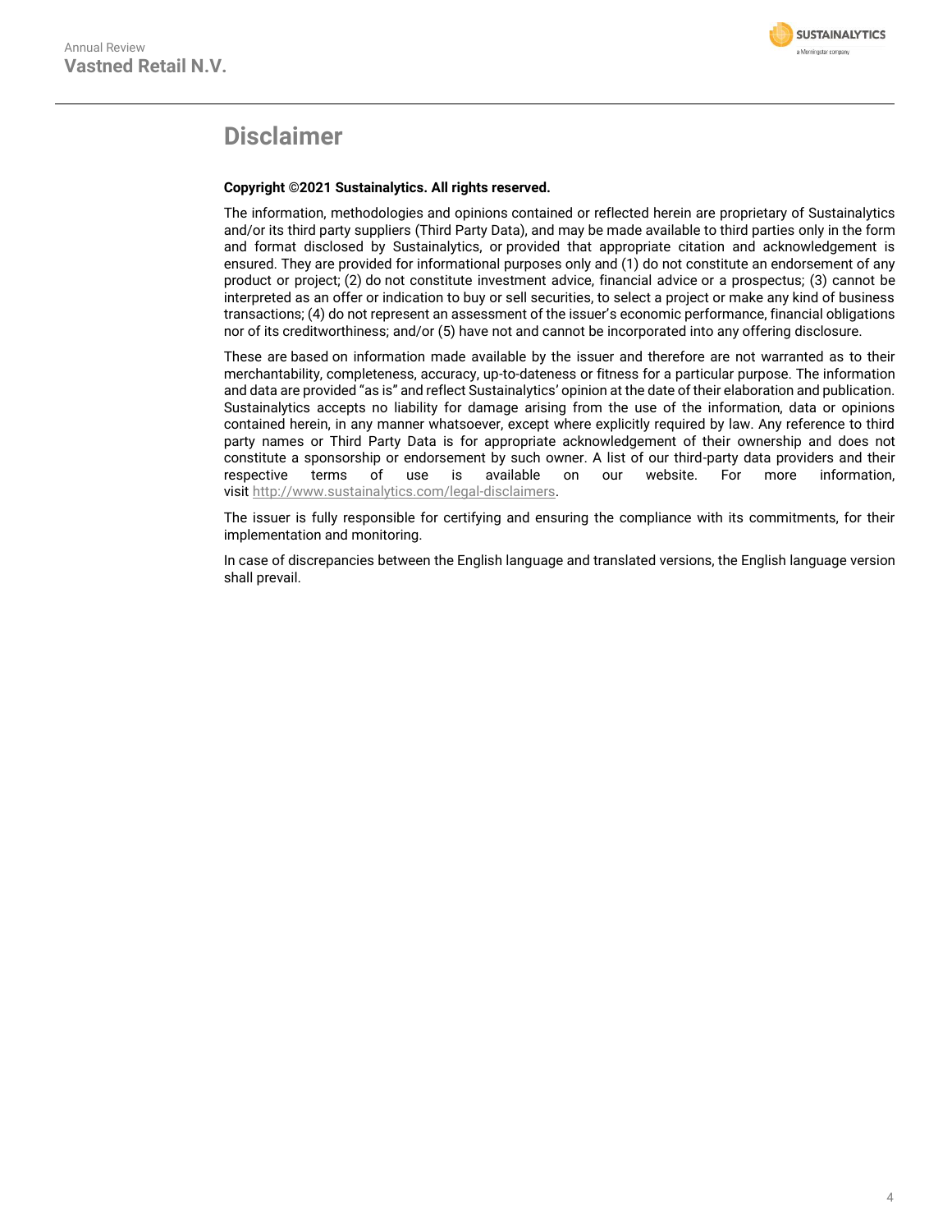# Disclaimer

**Copyright ©2021 Sustainalytics. All rights reserved.**

The information, methodologies and opinions contained or reflected herein are proprietary of Sustainalytics and/or its third party suppliers (Third Party Data), and may be made available to third parties only in the form and format disclosed by Sustainalytics, or provided that appropriate citation and acknowledgement is ensured. They are provided for informational purposes only and (1) do not constitute an endorsement of any product or project; (2) do not constitute investment advice, financial advice or a prospectus; (3) cannot be interpreted as an offer or indication to buy or sell securities, to select a project or make any kind of business transactions; (4) do not represent an assessment of the issuer's economic performance, financial obligations nor of its creditworthiness; and/or (5) have not and cannot be incorporated into any offering disclosure.

These are based on information made available by the issuer and therefore are not warranted as to their merchantability, completeness, accuracy, up-to-dateness or fitness for a particular purpose. The information and data are provided "as is" and reflect Sustainalytics' opinion at the date of their elaboration and publication. Sustainalytics accepts no liability for damage arising from the use of the information, data or opinions contained herein, in any manner whatsoever, except where explicitly required by law. Any reference to third party names or Third Party Data is for appropriate acknowledgement of their ownership and does not constitute a sponsorship or endorsement by such owner. A list of our third-party data providers and their respective terms of use is available on our website. For more information, visit http://www.sustainalytics.com/legal-disclaimers.

The issuer is fully responsible for certifying and ensuring the compliance with its commitments, for their implementation and monitoring.

In case of discrepancies between the English language and translated versions, the English language version shall prevail.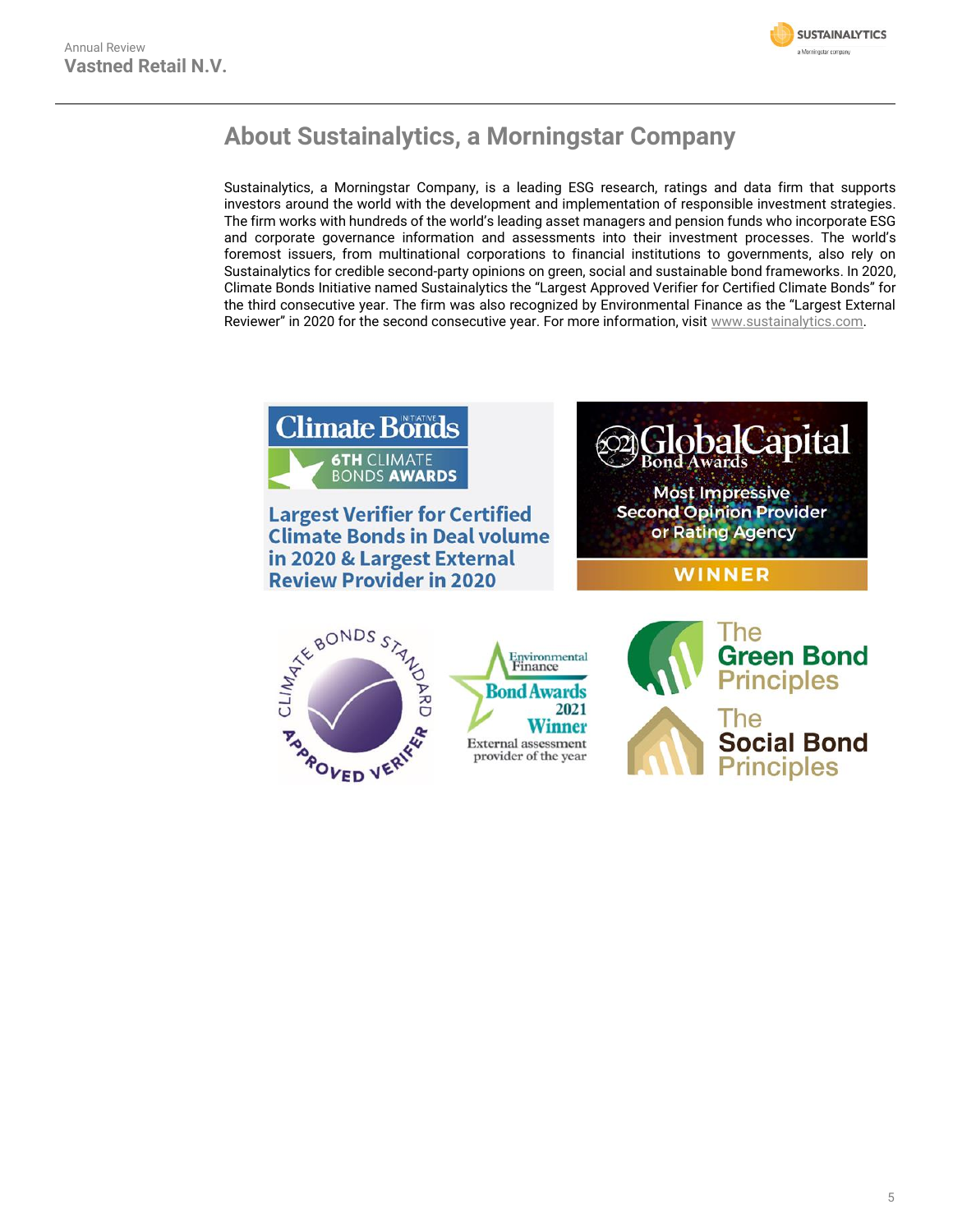## About Sustainalytics, a Morningstar Company

Sustainalytics, a Morningstar Company, is a leading ESG research, ratings and data firm that supports investors around the world with the development and implementation of responsible investment strategies. The firm works with hundreds of the world's leading asset managers and pension funds who incorporate ESG and corporate governance information and assessments into their investment processes. The world's foremost issuers, from multinational corporations to financial institutions to governments, also rely on Sustainalytics for credible second-party opinions on green, social and sustainable bond frameworks. In 2020, Climate Bonds Initiative named Sustainalytics the "Largest Approved Verifier for Certified Climate Bonds" for the third consecutive year. The firm was also recognized by Environmental Finance as the "Largest External Reviewer" in 2020 for the second consecutive year. For more information, visit www.sustainalytics.com.

Climate Bonds Initiative
6TH CLIMATE BONDS AWARDS
Largest Verifier for Certified Climate Bonds in Deal volume in 2020 & Largest External Review Provider in 2020

2021 GlobalCapital Bond Awards
Most Impressive Second Opinion Provider or Rating Agency
WINNER

CLIMATE BONDS STANDARD APPROVED VERIFIER

Environmental Finance Bond Awards 2021 Winner
External assessment provider of the year

The Green Bond Principles

The Social Bond Principles